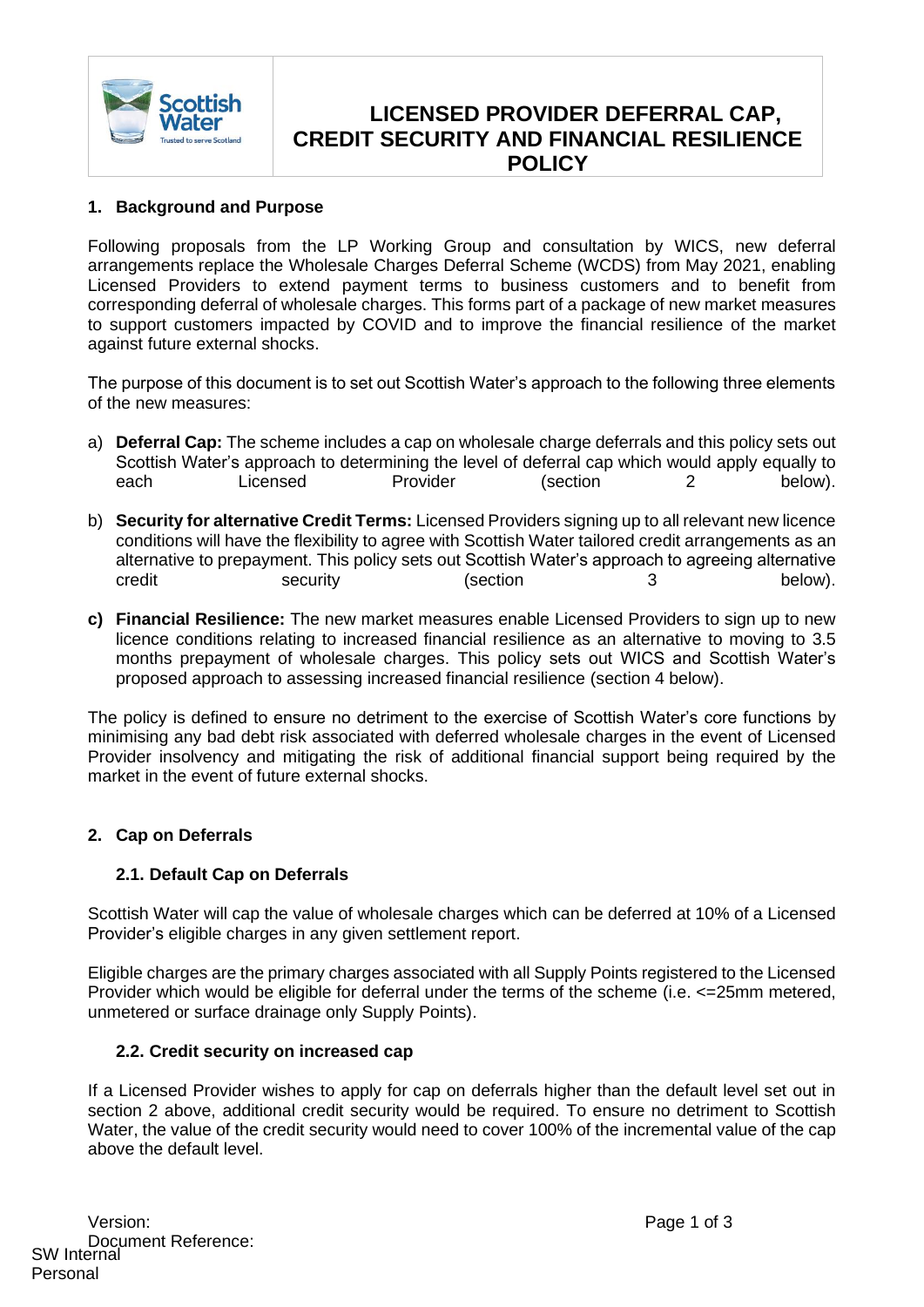# LICENSED PROVIDER DEFERRAL CAP, CREDIT SECURITY AND FINANCIAL RESILIENCE POLICY

## 1. Background and Purpose

Following proposals from the LP Working Group and consultation by WICS, new deferral arrangements replace the Wholesale Charges Deferral Scheme (WCDS) from May 2021, enabling Licensed Providers to extend payment terms to business customers and to benefit from corresponding deferral of wholesale charges. This forms part of a package of new market measures to support customers impacted by COVID and to improve the financial resilience of the market against future external shocks.

The purpose of this document is to set out Scottish Water's approach to the following three elements of the new measures:

a) **Deferral Cap:** The scheme includes a cap on wholesale charge deferrals and this policy sets out Scottish Water's approach to determining the level of deferral cap which would apply equally to each Licensed Provider (section 2 below).

b) **Security for alternative Credit Terms:** Licensed Providers signing up to all relevant new licence conditions will have the flexibility to agree with Scottish Water tailored credit arrangements as an alternative to prepayment. This policy sets out Scottish Water's approach to agreeing alternative credit security (section 3 below).

**c) Financial Resilience:** The new market measures enable Licensed Providers to sign up to new licence conditions relating to increased financial resilience as an alternative to moving to 3.5 months prepayment of wholesale charges. This policy sets out WICS and Scottish Water's proposed approach to assessing increased financial resilience (section 4 below).

The policy is defined to ensure no detriment to the exercise of Scottish Water's core functions by minimising any bad debt risk associated with deferred wholesale charges in the event of Licensed Provider insolvency and mitigating the risk of additional financial support being required by the market in the event of future external shocks.

## 2. Cap on Deferrals

### 2.1. Default Cap on Deferrals

Scottish Water will cap the value of wholesale charges which can be deferred at 10% of a Licensed Provider's eligible charges in any given settlement report.

Eligible charges are the primary charges associated with all Supply Points registered to the Licensed Provider which would be eligible for deferral under the terms of the scheme (i.e. <=25mm metered, unmetered or surface drainage only Supply Points).

### 2.2. Credit security on increased cap

If a Licensed Provider wishes to apply for cap on deferrals higher than the default level set out in section 2 above, additional credit security would be required. To ensure no detriment to Scottish Water, the value of the credit security would need to cover 100% of the incremental value of the cap above the default level.

Version:

Document Reference: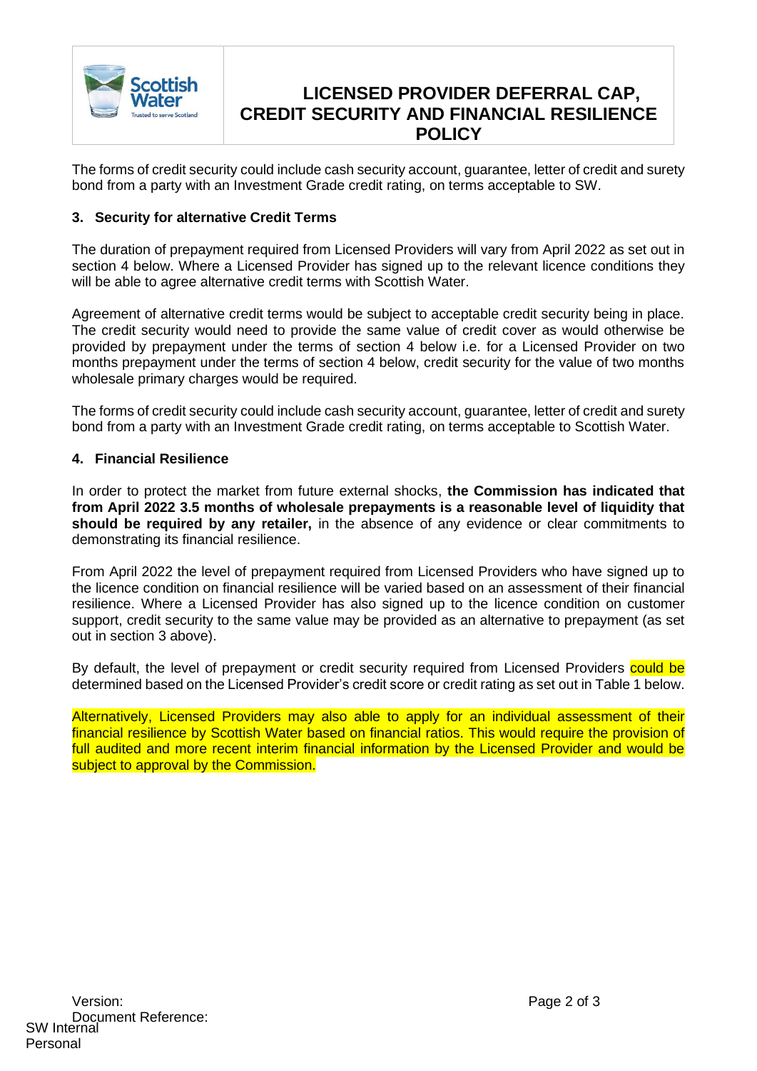The forms of credit security could include cash security account, guarantee, letter of credit and surety bond from a party with an Investment Grade credit rating, on terms acceptable to SW.

## 3. Security for alternative Credit Terms

The duration of prepayment required from Licensed Providers will vary from April 2022 as set out in section 4 below. Where a Licensed Provider has signed up to the relevant licence conditions they will be able to agree alternative credit terms with Scottish Water.

Agreement of alternative credit terms would be subject to acceptable credit security being in place. The credit security would need to provide the same value of credit cover as would otherwise be provided by prepayment under the terms of section 4 below i.e. for a Licensed Provider on two months prepayment under the terms of section 4 below, credit security for the value of two months wholesale primary charges would be required.

The forms of credit security could include cash security account, guarantee, letter of credit and surety bond from a party with an Investment Grade credit rating, on terms acceptable to Scottish Water.

## 4. Financial Resilience

In order to protect the market from future external shocks, **the Commission has indicated that from April 2022 3.5 months of wholesale prepayments is a reasonable level of liquidity that should be required by any retailer,** in the absence of any evidence or clear commitments to demonstrating its financial resilience.

From April 2022 the level of prepayment required from Licensed Providers who have signed up to the licence condition on financial resilience will be varied based on an assessment of their financial resilience. Where a Licensed Provider has also signed up to the licence condition on customer support, credit security to the same value may be provided as an alternative to prepayment (as set out in section 3 above).

By default, the level of prepayment or credit security required from Licensed Providers could be determined based on the Licensed Provider's credit score or credit rating as set out in Table 1 below.

Alternatively, Licensed Providers may also able to apply for an individual assessment of their financial resilience by Scottish Water based on financial ratios. This would require the provision of full audited and more recent interim financial information by the Licensed Provider and would be subject to approval by the Commission.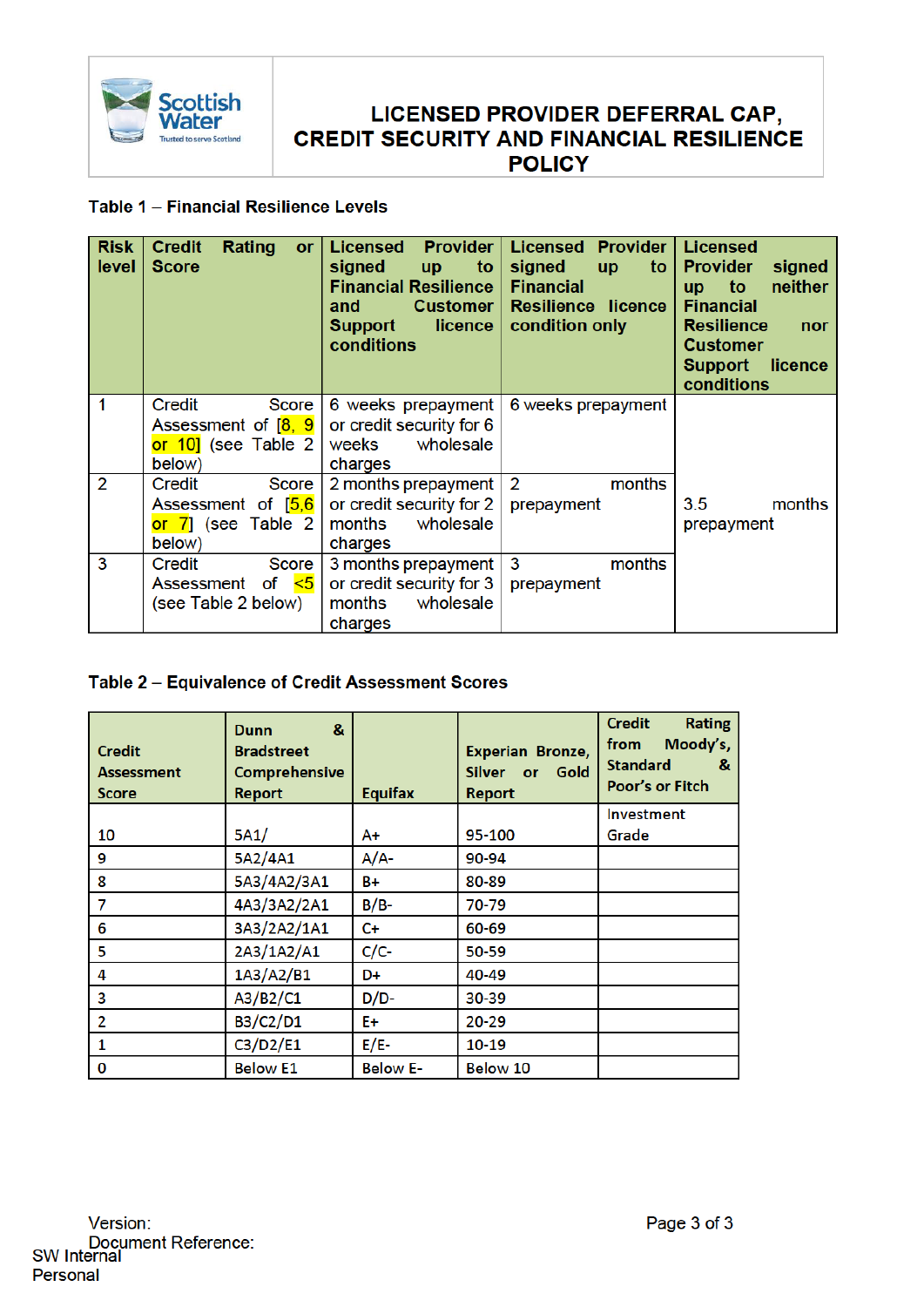**Table 1 – Financial Resilience Levels**

| Risk level | Credit Rating or Score | Licensed Provider signed up to Financial Resilience and Customer Support licence conditions | Licensed Provider signed up to Financial Resilience licence condition only | Licensed Provider signed up to neither Financial Resilience nor Customer Support licence conditions |
|---|---|---|---|---|
| 1 | Credit Score Assessment of [8, 9 or 10] (see Table 2 below) | 6 weeks prepayment or credit security for 6 weeks wholesale charges | 6 weeks prepayment | |
| 2 | Credit Score Assessment of [5,6 or 7] (see Table 2 below) | 2 months prepayment or credit security for 2 months wholesale charges | 2 months prepayment | 3.5 months prepayment |
| 3 | Credit Score Assessment of <5 (see Table 2 below) | 3 months prepayment or credit security for 3 months wholesale charges | 3 months prepayment | |

**Table 2 – Equivalence of Credit Assessment Scores**

| Credit Assessment Score | Dunn & Bradstreet Comprehensive Report | Equifax | Experian Bronze, Silver or Gold Report | Credit Rating from Moody's, Standard & Poor's or Fitch |
|---|---|---|---|---|
| 10 | 5A1/ | A+ | 95-100 | Investment Grade |
| 9 | 5A2/4A1 | A/A- | 90-94 | |
| 8 | 5A3/4A2/3A1 | B+ | 80-89 | |
| 7 | 4A3/3A2/2A1 | B/B- | 70-79 | |
| 6 | 3A3/2A2/1A1 | C+ | 60-69 | |
| 5 | 2A3/1A2/A1 | C/C- | 50-59 | |
| 4 | 1A3/A2/B1 | D+ | 40-49 | |
| 3 | A3/B2/C1 | D/D- | 30-39 | |
| 2 | B3/C2/D1 | E+ | 20-29 | |
| 1 | C3/D2/E1 | E/E- | 10-19 | |
| 0 | Below E1 | Below E- | Below 10 | |